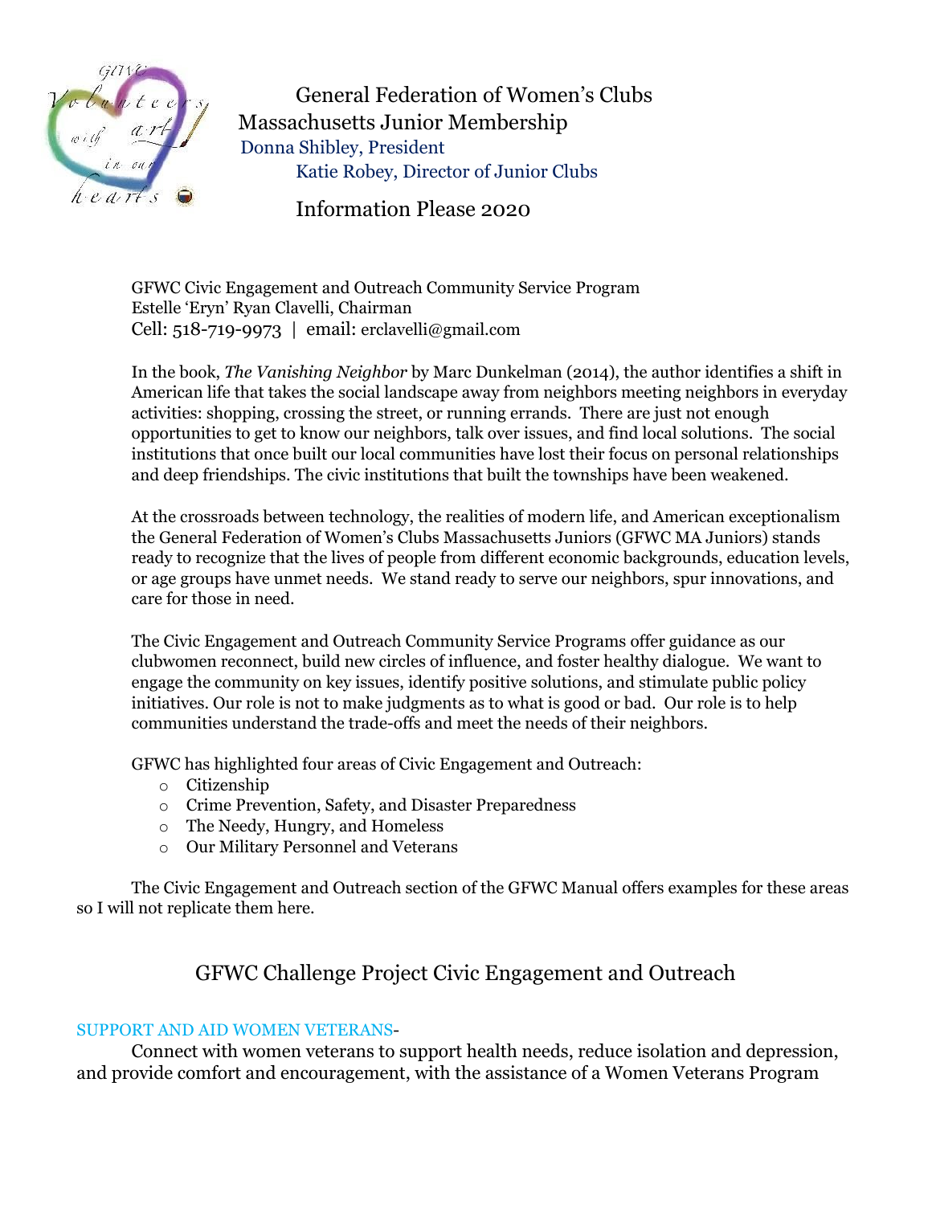General Federation of Women's Clubs
Massachusetts Junior Membership
Donna Shibley, President
Katie Robey, Director of Junior Clubs

Information Please 2020

GFWC Civic Engagement and Outreach Community Service Program
Estelle 'Eryn' Ryan Clavelli, Chairman
Cell: 518-719-9973 | email: erclavelli@gmail.com

In the book, *The Vanishing Neighbor* by Marc Dunkelman (2014), the author identifies a shift in American life that takes the social landscape away from neighbors meeting neighbors in everyday activities: shopping, crossing the street, or running errands. There are just not enough opportunities to get to know our neighbors, talk over issues, and find local solutions. The social institutions that once built our local communities have lost their focus on personal relationships and deep friendships. The civic institutions that built the townships have been weakened.

At the crossroads between technology, the realities of modern life, and American exceptionalism the General Federation of Women's Clubs Massachusetts Juniors (GFWC MA Juniors) stands ready to recognize that the lives of people from different economic backgrounds, education levels, or age groups have unmet needs. We stand ready to serve our neighbors, spur innovations, and care for those in need.

The Civic Engagement and Outreach Community Service Programs offer guidance as our clubwomen reconnect, build new circles of influence, and foster healthy dialogue. We want to engage the community on key issues, identify positive solutions, and stimulate public policy initiatives. Our role is not to make judgments as to what is good or bad. Our role is to help communities understand the trade-offs and meet the needs of their neighbors.

GFWC has highlighted four areas of Civic Engagement and Outreach:

- Citizenship
- Crime Prevention, Safety, and Disaster Preparedness
- The Needy, Hungry, and Homeless
- Our Military Personnel and Veterans

The Civic Engagement and Outreach section of the GFWC Manual offers examples for these areas so I will not replicate them here.

## GFWC Challenge Project Civic Engagement and Outreach

SUPPORT AND AID WOMEN VETERANS-

Connect with women veterans to support health needs, reduce isolation and depression, and provide comfort and encouragement, with the assistance of a Women Veterans Program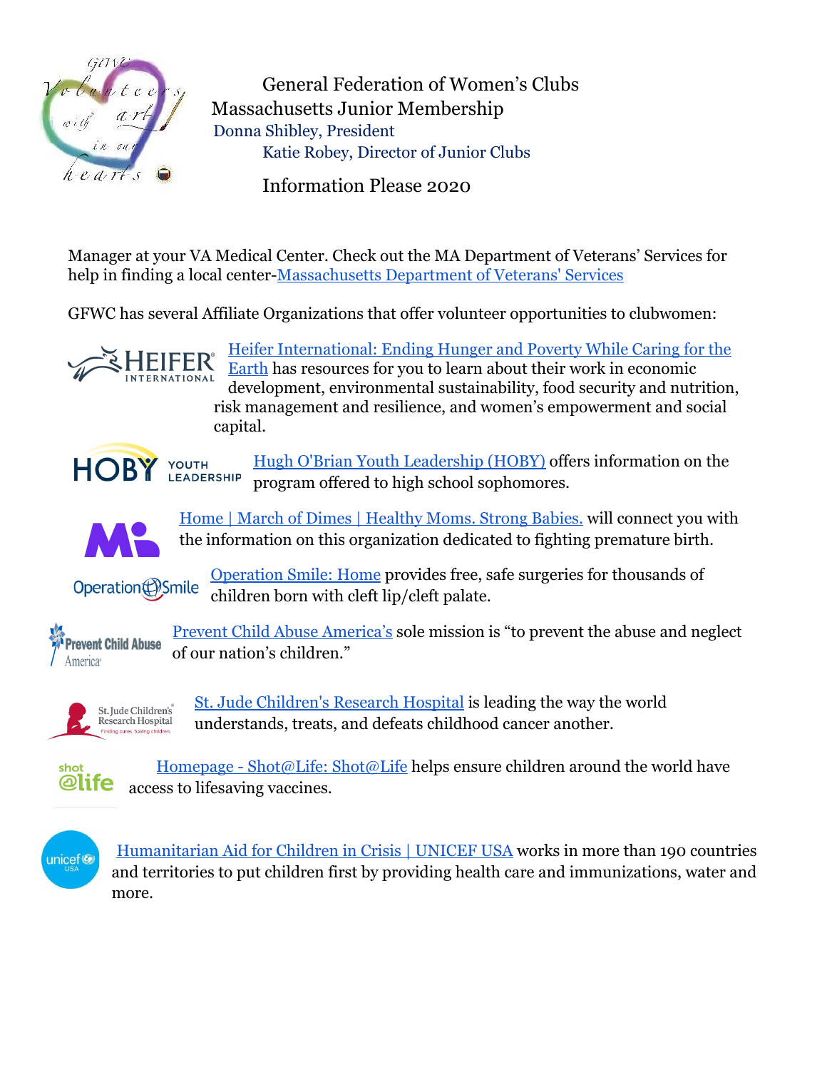General Federation of Women's Clubs
Massachusetts Junior Membership
Donna Shibley, President
Katie Robey, Director of Junior Clubs

Information Please 2020

Manager at your VA Medical Center. Check out the MA Department of Veterans' Services for help in finding a local center-Massachusetts Department of Veterans' Services

GFWC has several Affiliate Organizations that offer volunteer opportunities to clubwomen:

Heifer International: Ending Hunger and Poverty While Caring for the Earth has resources for you to learn about their work in economic development, environmental sustainability, food security and nutrition, risk management and resilience, and women's empowerment and social capital.

Hugh O'Brian Youth Leadership (HOBY) offers information on the program offered to high school sophomores.

Home | March of Dimes | Healthy Moms. Strong Babies. will connect you with the information on this organization dedicated to fighting premature birth.

Operation Smile: Home provides free, safe surgeries for thousands of children born with cleft lip/cleft palate.

Prevent Child Abuse America's sole mission is "to prevent the abuse and neglect of our nation's children."

St. Jude Children's Research Hospital is leading the way the world understands, treats, and defeats childhood cancer another.

Homepage - Shot@Life: Shot@Life helps ensure children around the world have access to lifesaving vaccines.

Humanitarian Aid for Children in Crisis | UNICEF USA works in more than 190 countries and territories to put children first by providing health care and immunizations, water and more.